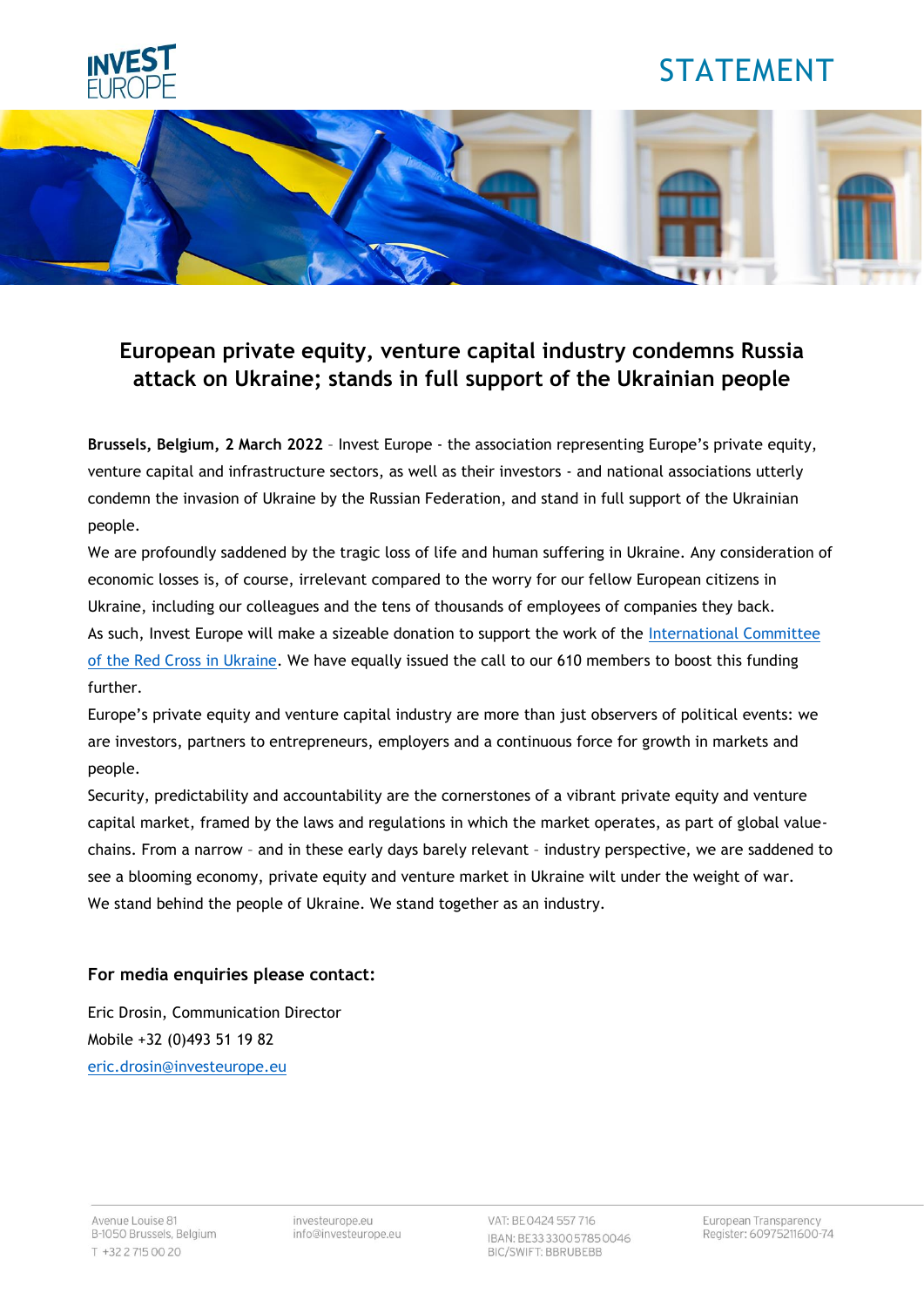INVEST EUROPE

STATEMENT

# European private equity, venture capital industry condemns Russia attack on Ukraine; stands in full support of the Ukrainian people

**Brussels, Belgium, 2 March 2022** – Invest Europe - the association representing Europe's private equity, venture capital and infrastructure sectors, as well as their investors - and national associations utterly condemn the invasion of Ukraine by the Russian Federation, and stand in full support of the Ukrainian people.

We are profoundly saddened by the tragic loss of life and human suffering in Ukraine. Any consideration of economic losses is, of course, irrelevant compared to the worry for our fellow European citizens in Ukraine, including our colleagues and the tens of thousands of employees of companies they back.

As such, Invest Europe will make a sizeable donation to support the work of the International Committee of the Red Cross in Ukraine. We have equally issued the call to our 610 members to boost this funding further.

Europe's private equity and venture capital industry are more than just observers of political events: we are investors, partners to entrepreneurs, employers and a continuous force for growth in markets and people.

Security, predictability and accountability are the cornerstones of a vibrant private equity and venture capital market, framed by the laws and regulations in which the market operates, as part of global value-chains. From a narrow – and in these early days barely relevant – industry perspective, we are saddened to see a blooming economy, private equity and venture market in Ukraine wilt under the weight of war.

We stand behind the people of Ukraine. We stand together as an industry.

### For media enquiries please contact:

Eric Drosin, Communication Director
Mobile +32 (0)493 51 19 82
eric.drosin@investeurope.eu

Avenue Louise 81
B-1050 Brussels, Belgium
T +32 2 715 00 20

investeurope.eu
info@investeurope.eu

VAT: BE 0424 557 716
IBAN: BE33 3300 5785 0046
BIC/SWIFT: BBRUBEBB

European Transparency Register: 60975211600-74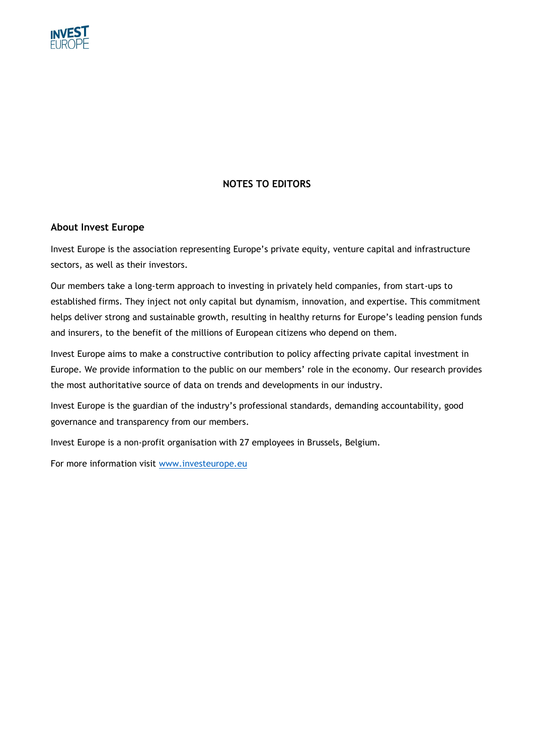## NOTES TO EDITORS

### About Invest Europe

Invest Europe is the association representing Europe's private equity, venture capital and infrastructure sectors, as well as their investors.

Our members take a long-term approach to investing in privately held companies, from start-ups to established firms. They inject not only capital but dynamism, innovation, and expertise. This commitment helps deliver strong and sustainable growth, resulting in healthy returns for Europe's leading pension funds and insurers, to the benefit of the millions of European citizens who depend on them.

Invest Europe aims to make a constructive contribution to policy affecting private capital investment in Europe. We provide information to the public on our members' role in the economy. Our research provides the most authoritative source of data on trends and developments in our industry.

Invest Europe is the guardian of the industry's professional standards, demanding accountability, good governance and transparency from our members.

Invest Europe is a non-profit organisation with 27 employees in Brussels, Belgium.

For more information visit [www.investeurope.eu](http://www.investeurope.eu)